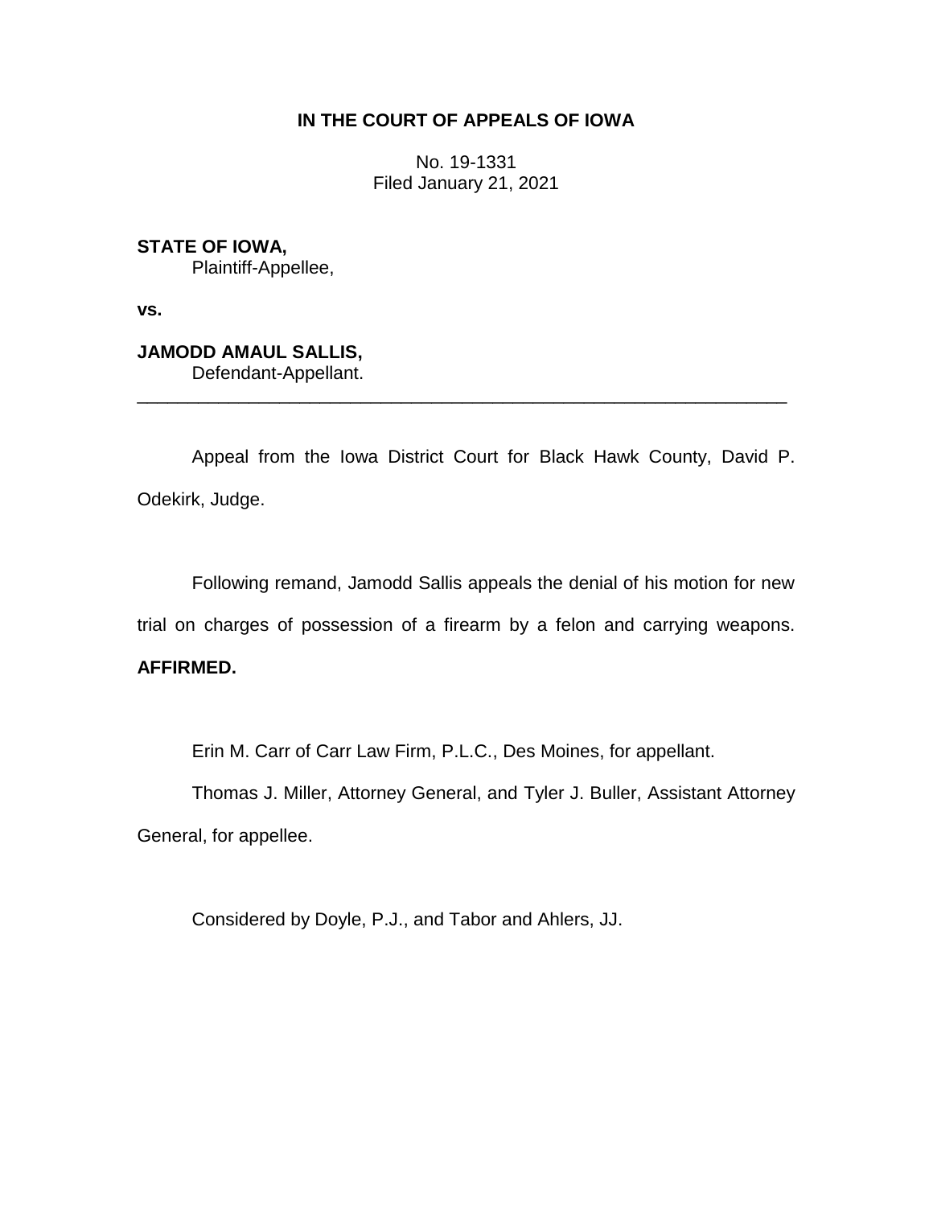# IN THE COURT OF APPEALS OF IOWA

No. 19-1331
Filed January 21, 2021

**STATE OF IOWA,**
Plaintiff-Appellee,

**vs.**

**JAMODD AMAUL SALLIS,**
Defendant-Appellant.

---

Appeal from the Iowa District Court for Black Hawk County, David P. Odekirk, Judge.

Following remand, Jamodd Sallis appeals the denial of his motion for new trial on charges of possession of a firearm by a felon and carrying weapons. **AFFIRMED.**

Erin M. Carr of Carr Law Firm, P.L.C., Des Moines, for appellant.

Thomas J. Miller, Attorney General, and Tyler J. Buller, Assistant Attorney General, for appellee.

Considered by Doyle, P.J., and Tabor and Ahlers, JJ.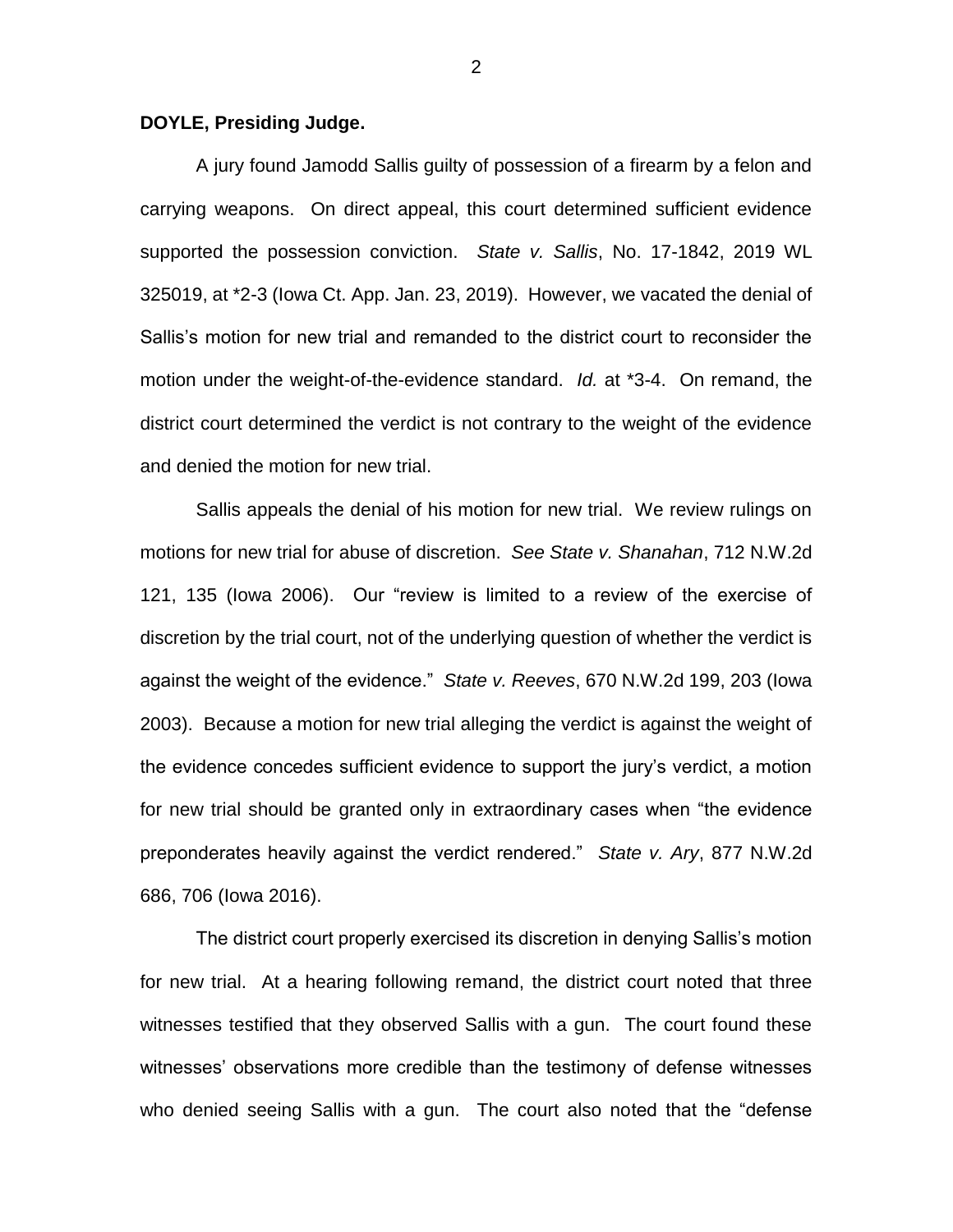**DOYLE, Presiding Judge.**

A jury found Jamodd Sallis guilty of possession of a firearm by a felon and carrying weapons. On direct appeal, this court determined sufficient evidence supported the possession conviction. *State v. Sallis*, No. 17-1842, 2019 WL 325019, at *2-3 (Iowa Ct. App. Jan. 23, 2019). However, we vacated the denial of Sallis's motion for new trial and remanded to the district court to reconsider the motion under the weight-of-the-evidence standard. *Id.* at *3-4. On remand, the district court determined the verdict is not contrary to the weight of the evidence and denied the motion for new trial.

Sallis appeals the denial of his motion for new trial. We review rulings on motions for new trial for abuse of discretion. *See State v. Shanahan*, 712 N.W.2d 121, 135 (Iowa 2006). Our "review is limited to a review of the exercise of discretion by the trial court, not of the underlying question of whether the verdict is against the weight of the evidence." *State v. Reeves*, 670 N.W.2d 199, 203 (Iowa 2003). Because a motion for new trial alleging the verdict is against the weight of the evidence concedes sufficient evidence to support the jury's verdict, a motion for new trial should be granted only in extraordinary cases when "the evidence preponderates heavily against the verdict rendered." *State v. Ary*, 877 N.W.2d 686, 706 (Iowa 2016).

The district court properly exercised its discretion in denying Sallis's motion for new trial. At a hearing following remand, the district court noted that three witnesses testified that they observed Sallis with a gun. The court found these witnesses' observations more credible than the testimony of defense witnesses who denied seeing Sallis with a gun. The court also noted that the "defense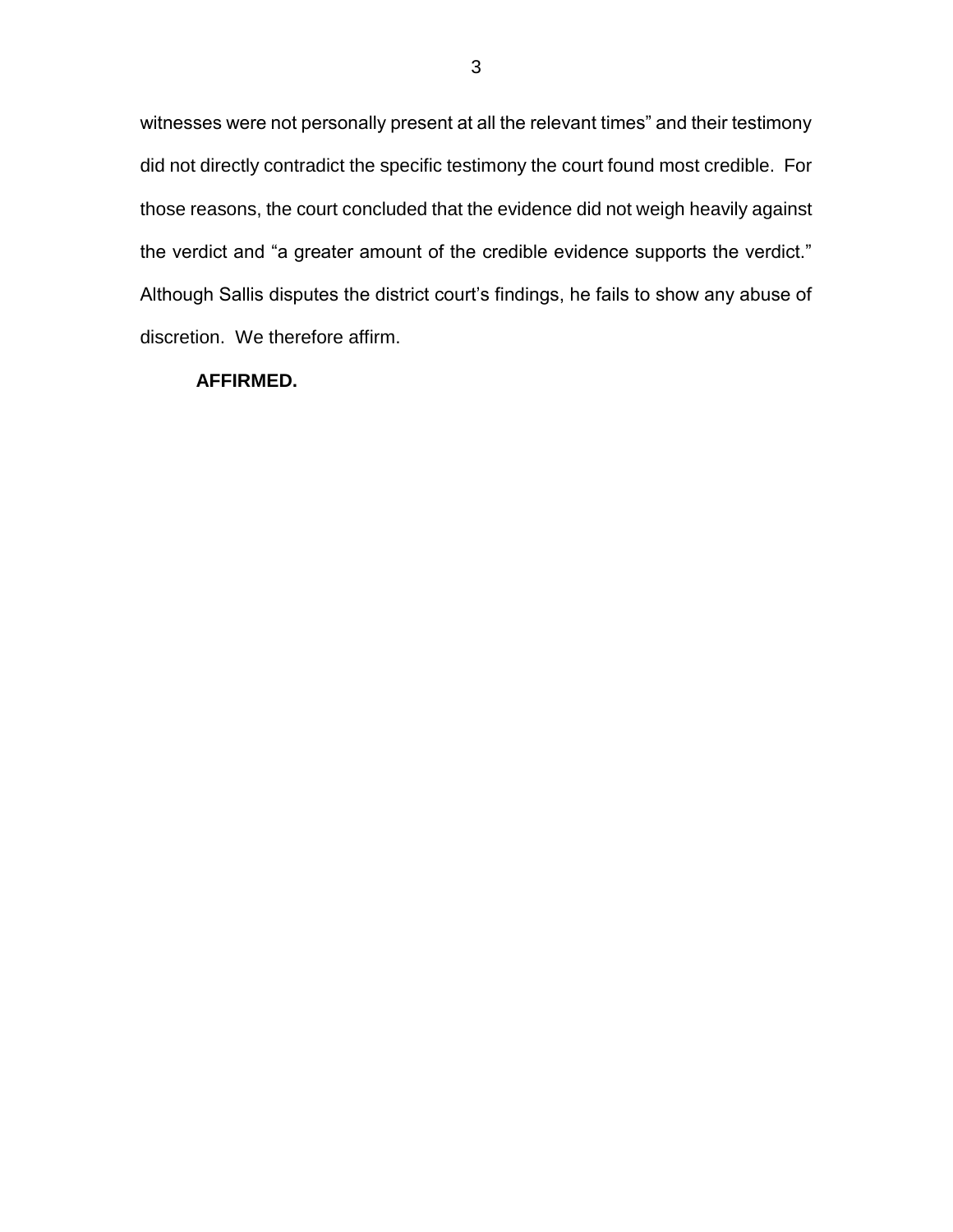witnesses were not personally present at all the relevant times" and their testimony did not directly contradict the specific testimony the court found most credible. For those reasons, the court concluded that the evidence did not weigh heavily against the verdict and "a greater amount of the credible evidence supports the verdict." Although Sallis disputes the district court's findings, he fails to show any abuse of discretion. We therefore affirm.

**AFFIRMED.**